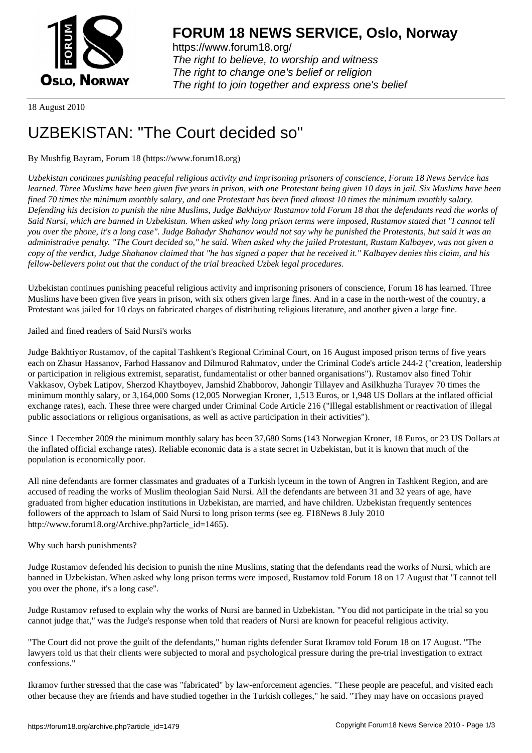18 August 2010

# UZBEKISTAN: "The Court decided so"

By Mushfig Bayram, Forum 18 (https://www.forum18.org)

*Uzbekistan continues punishing peaceful religious activity and imprisoning prisoners of conscience, Forum 18 News Service has learned. Three Muslims have been given five years in prison, with one Protestant being given 10 days in jail. Six Muslims have been fined 70 times the minimum monthly salary, and one Protestant has been fined almost 10 times the minimum monthly salary. Defending his decision to punish the nine Muslims, Judge Bakhtiyor Rustamov told Forum 18 that the defendants read the works of Said Nursi, which are banned in Uzbekistan. When asked why long prison terms were imposed, Rustamov stated that "I cannot tell you over the phone, it's a long case". Judge Bahadyr Shahanov would not say why he punished the Protestants, but said it was an administrative penalty. "The Court decided so," he said. When asked why the jailed Protestant, Rustam Kalbayev, was not given a copy of the verdict, Judge Shahanov claimed that "he has signed a paper that he received it." Kalbayev denies this claim, and his fellow-believers point out that the conduct of the trial breached Uzbek legal procedures.*

Uzbekistan continues punishing peaceful religious activity and imprisoning prisoners of conscience, Forum 18 has learned. Three Muslims have been given five years in prison, with six others given large fines. And in a case in the north-west of the country, a Protestant was jailed for 10 days on fabricated charges of distributing religious literature, and another given a large fine.

Jailed and fined readers of Said Nursi's works

Judge Bakhtiyor Rustamov, of the capital Tashkent's Regional Criminal Court, on 16 August imposed prison terms of five years each on Zhasur Hassanov, Farhod Hassanov and Dilmurod Rahmatov, under the Criminal Code's article 244-2 ("creation, leadership or participation in religious extremist, separatist, fundamentalist or other banned organisations"). Rustamov also fined Tohir Vakkasov, Oybek Latipov, Sherzod Khaytboyev, Jamshid Zhabborov, Jahongir Tillayev and Asilkhuzha Turayev 70 times the minimum monthly salary, or 3,164,000 Soms (12,005 Norwegian Kroner, 1,513 Euros, or 1,948 US Dollars at the inflated official exchange rates), each. These three were charged under Criminal Code Article 216 ("Illegal establishment or reactivation of illegal public associations or religious organisations, as well as active participation in their activities").

Since 1 December 2009 the minimum monthly salary has been 37,680 Soms (143 Norwegian Kroner, 18 Euros, or 23 US Dollars at the inflated official exchange rates). Reliable economic data is a state secret in Uzbekistan, but it is known that much of the population is economically poor.

All nine defendants are former classmates and graduates of a Turkish lyceum in the town of Angren in Tashkent Region, and are accused of reading the works of Muslim theologian Said Nursi. All the defendants are between 31 and 32 years of age, have graduated from higher education institutions in Uzbekistan, are married, and have children. Uzbekistan frequently sentences followers of the approach to Islam of Said Nursi to long prison terms (see eg. F18News 8 July 2010 http://www.forum18.org/Archive.php?article_id=1465).

Why such harsh punishments?

Judge Rustamov defended his decision to punish the nine Muslims, stating that the defendants read the works of Nursi, which are banned in Uzbekistan. When asked why long prison terms were imposed, Rustamov told Forum 18 on 17 August that "I cannot tell you over the phone, it's a long case".

Judge Rustamov refused to explain why the works of Nursi are banned in Uzbekistan. "You did not participate in the trial so you cannot judge that," was the Judge's response when told that readers of Nursi are known for peaceful religious activity.

"The Court did not prove the guilt of the defendants," human rights defender Surat Ikramov told Forum 18 on 17 August. "The lawyers told us that their clients were subjected to moral and psychological pressure during the pre-trial investigation to extract confessions."

Ikramov further stressed that the case was "fabricated" by law-enforcement agencies. "These people are peaceful, and visited each other because they are friends and have studied together in the Turkish colleges," he said. "They may have on occasions prayed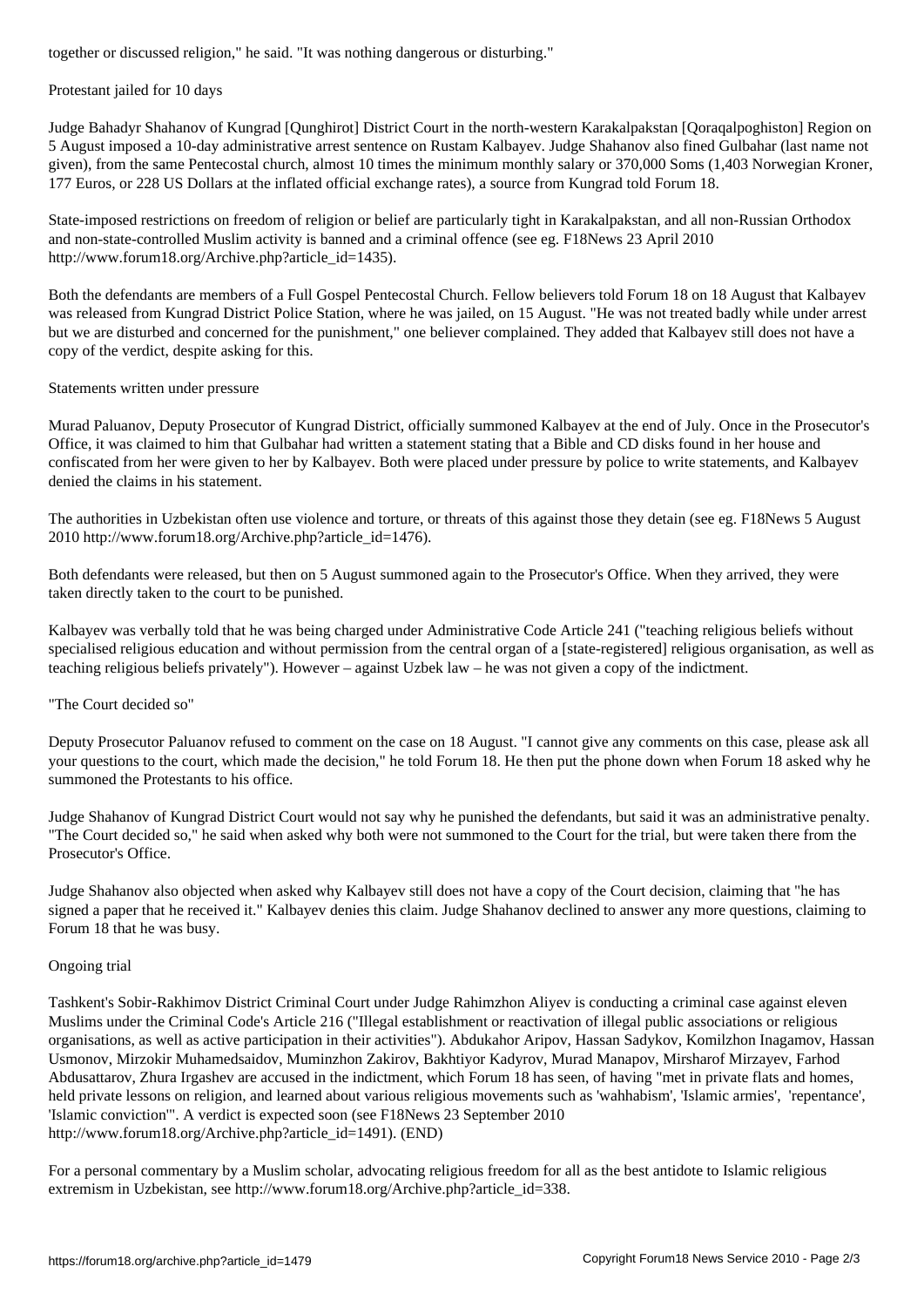together or discussed religion," he said. "It was nothing dangerous or disturbing."

## Protestant jailed for 10 days

Judge Bahadyr Shahanov of Kungrad [Qunghirot] District Court in the north-western Karakalpakstan [Qoraqalpoghiston] Region on 5 August imposed a 10-day administrative arrest sentence on Rustam Kalbayev. Judge Shahanov also fined Gulbahar (last name not given), from the same Pentecostal church, almost 10 times the minimum monthly salary or 370,000 Soms (1,403 Norwegian Kroner, 177 Euros, or 228 US Dollars at the inflated official exchange rates), a source from Kungrad told Forum 18.

State-imposed restrictions on freedom of religion or belief are particularly tight in Karakalpakstan, and all non-Russian Orthodox and non-state-controlled Muslim activity is banned and a criminal offence (see eg. F18News 23 April 2010 http://www.forum18.org/Archive.php?article_id=1435).

Both the defendants are members of a Full Gospel Pentecostal Church. Fellow believers told Forum 18 on 18 August that Kalbayev was released from Kungrad District Police Station, where he was jailed, on 15 August. "He was not treated badly while under arrest but we are disturbed and concerned for the punishment," one believer complained. They added that Kalbayev still does not have a copy of the verdict, despite asking for this.

## Statements written under pressure

Murad Paluanov, Deputy Prosecutor of Kungrad District, officially summoned Kalbayev at the end of July. Once in the Prosecutor's Office, it was claimed to him that Gulbahar had written a statement stating that a Bible and CD disks found in her house and confiscated from her were given to her by Kalbayev. Both were placed under pressure by police to write statements, and Kalbayev denied the claims in his statement.

The authorities in Uzbekistan often use violence and torture, or threats of this against those they detain (see eg. F18News 5 August 2010 http://www.forum18.org/Archive.php?article_id=1476).

Both defendants were released, but then on 5 August summoned again to the Prosecutor's Office. When they arrived, they were taken directly taken to the court to be punished.

Kalbayev was verbally told that he was being charged under Administrative Code Article 241 ("teaching religious beliefs without specialised religious education and without permission from the central organ of a [state-registered] religious organisation, as well as teaching religious beliefs privately"). However – against Uzbek law – he was not given a copy of the indictment.

## "The Court decided so"

Deputy Prosecutor Paluanov refused to comment on the case on 18 August. "I cannot give any comments on this case, please ask all your questions to the court, which made the decision," he told Forum 18. He then put the phone down when Forum 18 asked why he summoned the Protestants to his office.

Judge Shahanov of Kungrad District Court would not say why he punished the defendants, but said it was an administrative penalty. "The Court decided so," he said when asked why both were not summoned to the Court for the trial, but were taken there from the Prosecutor's Office.

Judge Shahanov also objected when asked why Kalbayev still does not have a copy of the Court decision, claiming that "he has signed a paper that he received it." Kalbayev denies this claim. Judge Shahanov declined to answer any more questions, claiming to Forum 18 that he was busy.

## Ongoing trial

Tashkent's Sobir-Rakhimov District Criminal Court under Judge Rahimzhon Aliyev is conducting a criminal case against eleven Muslims under the Criminal Code's Article 216 ("Illegal establishment or reactivation of illegal public associations or religious organisations, as well as active participation in their activities"). Abdukahor Aripov, Hassan Sadykov, Komilzhon Inagamov, Hassan Usmonov, Mirzokir Muhamedsaidov, Muminzhon Zakirov, Bakhtiyor Kadyrov, Murad Manapov, Mirsharof Mirzayev, Farhod Abdusattarov, Zhura Irgashev are accused in the indictment, which Forum 18 has seen, of having "met in private flats and homes, held private lessons on religion, and learned about various religious movements such as 'wahhabism', 'Islamic armies', 'repentance', 'Islamic conviction'". A verdict is expected soon (see F18News 23 September 2010 http://www.forum18.org/Archive.php?article_id=1491). (END)

For a personal commentary by a Muslim scholar, advocating religious freedom for all as the best antidote to Islamic religious extremism in Uzbekistan, see http://www.forum18.org/Archive.php?article_id=338.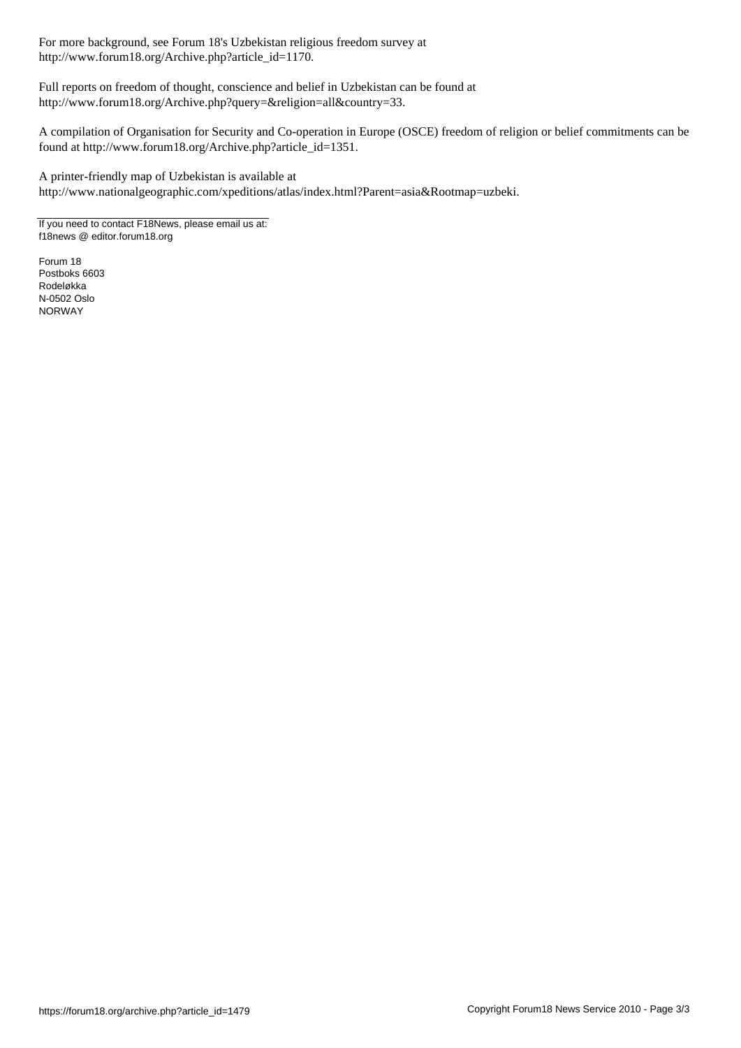For more background, see Forum 18's Uzbekistan religious freedom survey at
http://www.forum18.org/Archive.php?article_id=1170.

Full reports on freedom of thought, conscience and belief in Uzbekistan can be found at
http://www.forum18.org/Archive.php?query=&religion=all&country=33.

A compilation of Organisation for Security and Co-operation in Europe (OSCE) freedom of religion or belief commitments can be found at http://www.forum18.org/Archive.php?article_id=1351.

A printer-friendly map of Uzbekistan is available at
http://www.nationalgeographic.com/xpeditions/atlas/index.html?Parent=asia&Rootmap=uzbeki.

---

If you need to contact F18News, please email us at:
f18news @ editor.forum18.org

Forum 18
Postboks 6603
Rodeløkka
N-0502 Oslo
NORWAY